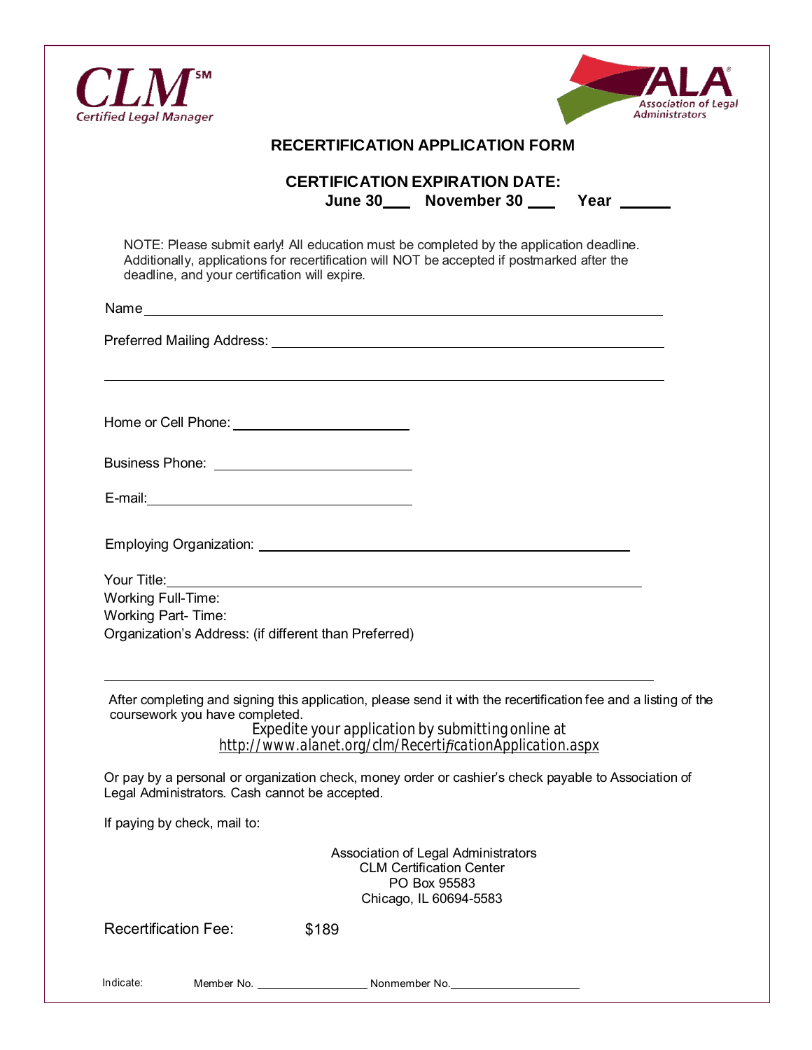**CLM**℠
Certified Legal Manager

**ALA** Association of Legal Administrators

# RECERTIFICATION APPLICATION FORM

## CERTIFICATION EXPIRATION DATE:

**June 30\_\_\_ November 30 \_\_\_ Year \_\_\_\_\_\_**

NOTE: Please submit early! All education must be completed by the application deadline. Additionally, applications for recertification will NOT be accepted if postmarked after the deadline, and your certification will expire.

Name \_\_\_\_\_\_\_\_\_\_\_\_\_\_\_\_\_\_\_\_\_\_\_\_\_\_\_\_\_\_\_\_\_\_\_\_\_\_\_\_\_\_\_\_\_\_\_\_\_\_\_\_\_\_\_\_

Preferred Mailing Address: \_\_\_\_\_\_\_\_\_\_\_\_\_\_\_\_\_\_\_\_\_\_\_\_\_\_\_\_\_\_\_\_\_\_\_\_\_\_\_\_\_\_

\_\_\_\_\_\_\_\_\_\_\_\_\_\_\_\_\_\_\_\_\_\_\_\_\_\_\_\_\_\_\_\_\_\_\_\_\_\_\_\_\_\_\_\_\_\_\_\_\_\_\_\_\_\_\_\_\_\_\_\_

Home or Cell Phone: \_\_\_\_\_\_\_\_\_\_\_\_\_\_\_\_\_\_\_\_

Business Phone: \_\_\_\_\_\_\_\_\_\_\_\_\_\_\_\_\_\_\_\_

E-mail: \_\_\_\_\_\_\_\_\_\_\_\_\_\_\_\_\_\_\_\_\_\_\_\_\_\_\_\_

Employing Organization: \_\_\_\_\_\_\_\_\_\_\_\_\_\_\_\_\_\_\_\_\_\_\_\_\_\_\_\_\_\_\_\_\_\_\_\_\_\_\_\_

Your Title: \_\_\_\_\_\_\_\_\_\_\_\_\_\_\_\_\_\_\_\_\_\_\_\_\_\_\_\_\_\_\_\_\_\_\_\_\_\_\_\_\_\_\_\_\_\_\_\_\_\_\_\_\_\_
Working Full-Time:
Working Part- Time:
Organization's Address: (if different than Preferred)

\_\_\_\_\_\_\_\_\_\_\_\_\_\_\_\_\_\_\_\_\_\_\_\_\_\_\_\_\_\_\_\_\_\_\_\_\_\_\_\_\_\_\_\_\_\_\_\_\_\_\_\_\_\_\_\_\_\_\_\_

After completing and signing this application, please send it with the recertification fee and a listing of the coursework you have completed.

Expedite your application by submitting online at
http://www.alanet.org/clm/RecertificationApplication.aspx

Or pay by a personal or organization check, money order or cashier's check payable to Association of Legal Administrators. Cash cannot be accepted.

If paying by check, mail to:

Association of Legal Administrators
CLM Certification Center
PO Box 95583
Chicago, IL 60694-5583

Recertification Fee: $189

Indicate: Member No. \_\_\_\_\_\_\_\_\_\_\_\_\_\_\_\_ Nonmember No. \_\_\_\_\_\_\_\_\_\_\_\_\_\_\_\_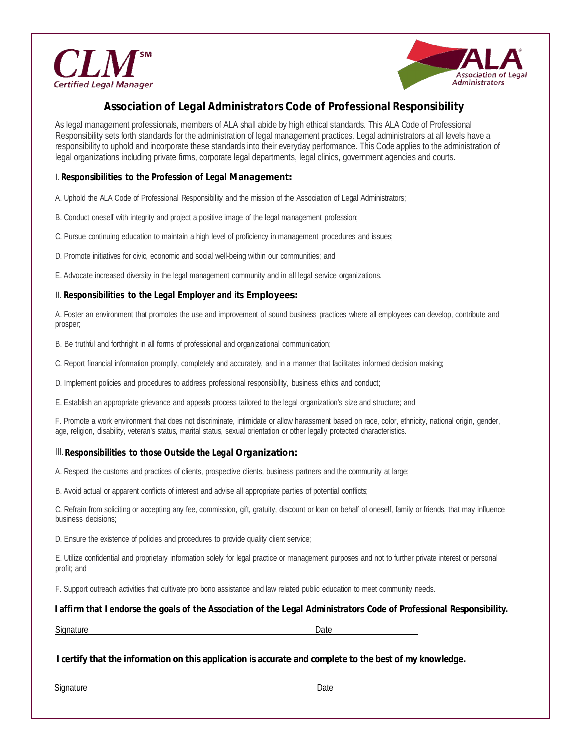CLM℠
Certified Legal Manager

ALA®
Association of Legal Administrators

# Association of Legal Administrators Code of Professional Responsibility

As legal management professionals, members of ALA shall abide by high ethical standards. This ALA Code of Professional Responsibility sets forth standards for the administration of legal management practices. Legal administrators at all levels have a responsibility to uphold and incorporate these standards into their everyday performance. This Code applies to the administration of legal organizations including private firms, corporate legal departments, legal clinics, government agencies and courts.

## I. Responsibilities to the Profession of Legal Management:

A. Uphold the ALA Code of Professional Responsibility and the mission of the Association of Legal Administrators;

B. Conduct oneself with integrity and project a positive image of the legal management profession;

C. Pursue continuing education to maintain a high level of proficiency in management procedures and issues;

D. Promote initiatives for civic, economic and social well-being within our communities; and

E. Advocate increased diversity in the legal management community and in all legal service organizations.

## II. Responsibilities to the Legal Employer and its Employees:

A. Foster an environment that promotes the use and improvement of sound business practices where all employees can develop, contribute and prosper;

B. Be truthful and forthright in all forms of professional and organizational communication;

C. Report financial information promptly, completely and accurately, and in a manner that facilitates informed decision making;

D. Implement policies and procedures to address professional responsibility, business ethics and conduct;

E. Establish an appropriate grievance and appeals process tailored to the legal organization's size and structure; and

F. Promote a work environment that does not discriminate, intimidate or allow harassment based on race, color, ethnicity, national origin, gender, age, religion, disability, veteran's status, marital status, sexual orientation or other legally protected characteristics.

## III. Responsibilities to those Outside the Legal Organization:

A. Respect the customs and practices of clients, prospective clients, business partners and the community at large;

B. Avoid actual or apparent conflicts of interest and advise all appropriate parties of potential conflicts;

C. Refrain from soliciting or accepting any fee, commission, gift, gratuity, discount or loan on behalf of oneself, family or friends, that may influence business decisions;

D. Ensure the existence of policies and procedures to provide quality client service;

E. Utilize confidential and proprietary information solely for legal practice or management purposes and not to further private interest or personal profit; and

F. Support outreach activities that cultivate pro bono assistance and law related public education to meet community needs.

**I affirm that I endorse the goals of the Association of the Legal Administrators Code of Professional Responsibility.**

Signature ______________________________ Date ______________

**I certify that the information on this application is accurate and complete to the best of my knowledge.**

Signature ______________________________ Date ______________